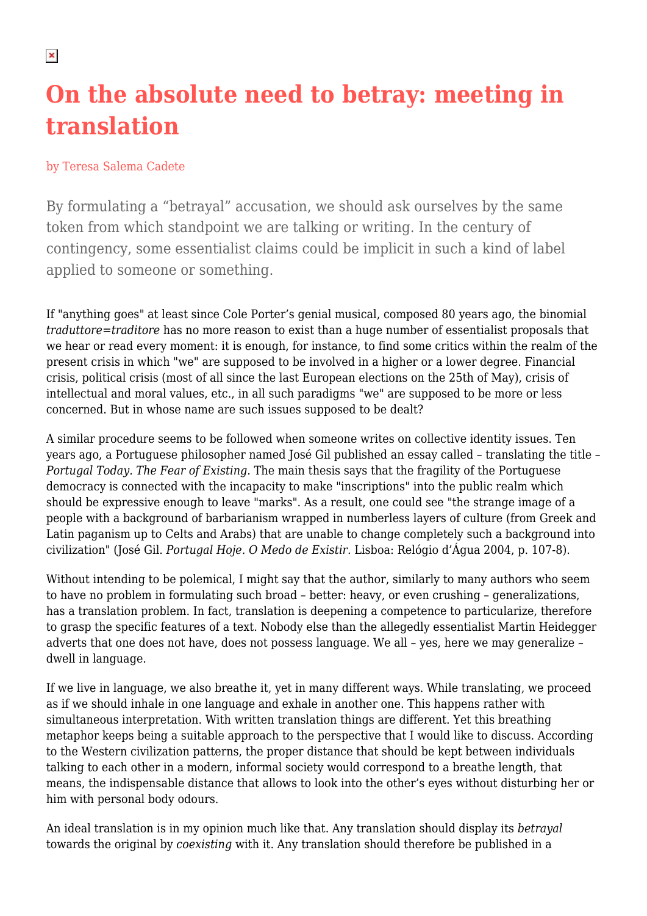# On the absolute need to betray: meeting in translation

by Teresa Salema Cadete

By formulating a “betrayal” accusation, we should ask ourselves by the same token from which standpoint we are talking or writing. In the century of contingency, some essentialist claims could be implicit in such a kind of label applied to someone or something.

If "anything goes" at least since Cole Porter’s genial musical, composed 80 years ago, the binomial *traduttore=traditore* has no more reason to exist than a huge number of essentialist proposals that we hear or read every moment: it is enough, for instance, to find some critics within the realm of the present crisis in which "we" are supposed to be involved in a higher or a lower degree. Financial crisis, political crisis (most of all since the last European elections on the 25th of May), crisis of intellectual and moral values, etc., in all such paradigms "we" are supposed to be more or less concerned. But in whose name are such issues supposed to be dealt?

A similar procedure seems to be followed when someone writes on collective identity issues. Ten years ago, a Portuguese philosopher named José Gil published an essay called – translating the title – *Portugal Today. The Fear of Existing*. The main thesis says that the fragility of the Portuguese democracy is connected with the incapacity to make "inscriptions" into the public realm which should be expressive enough to leave "marks". As a result, one could see "the strange image of a people with a background of barbarianism wrapped in numberless layers of culture (from Greek and Latin paganism up to Celts and Arabs) that are unable to change completely such a background into civilization" (José Gil. *Portugal Hoje. O Medo de Existir*. Lisboa: Relógio d’Água 2004, p. 107-8).

Without intending to be polemical, I might say that the author, similarly to many authors who seem to have no problem in formulating such broad – better: heavy, or even crushing – generalizations, has a translation problem. In fact, translation is deepening a competence to particularize, therefore to grasp the specific features of a text. Nobody else than the allegedly essentialist Martin Heidegger adverts that one does not have, does not possess language. We all – yes, here we may generalize – dwell in language.

If we live in language, we also breathe it, yet in many different ways. While translating, we proceed as if we should inhale in one language and exhale in another one. This happens rather with simultaneous interpretation. With written translation things are different. Yet this breathing metaphor keeps being a suitable approach to the perspective that I would like to discuss. According to the Western civilization patterns, the proper distance that should be kept between individuals talking to each other in a modern, informal society would correspond to a breathe length, that means, the indispensable distance that allows to look into the other’s eyes without disturbing her or him with personal body odours.

An ideal translation is in my opinion much like that. Any translation should display its *betrayal* towards the original by *coexisting* with it. Any translation should therefore be published in a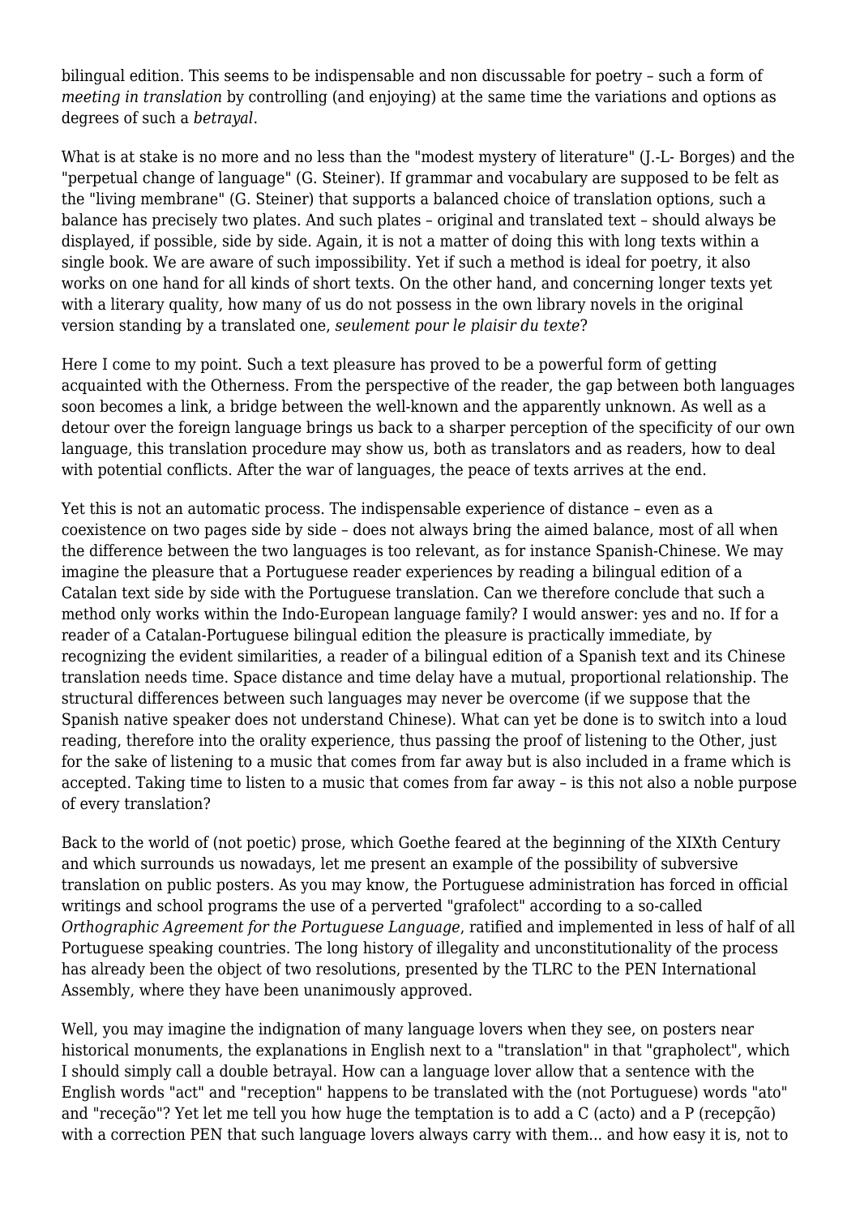bilingual edition. This seems to be indispensable and non discussable for poetry – such a form of *meeting in translation* by controlling (and enjoying) at the same time the variations and options as degrees of such a *betrayal*.

What is at stake is no more and no less than the "modest mystery of literature" (J.-L- Borges) and the "perpetual change of language" (G. Steiner). If grammar and vocabulary are supposed to be felt as the "living membrane" (G. Steiner) that supports a balanced choice of translation options, such a balance has precisely two plates. And such plates – original and translated text – should always be displayed, if possible, side by side. Again, it is not a matter of doing this with long texts within a single book. We are aware of such impossibility. Yet if such a method is ideal for poetry, it also works on one hand for all kinds of short texts. On the other hand, and concerning longer texts yet with a literary quality, how many of us do not possess in the own library novels in the original version standing by a translated one, *seulement pour le plaisir du texte*?

Here I come to my point. Such a text pleasure has proved to be a powerful form of getting acquainted with the Otherness. From the perspective of the reader, the gap between both languages soon becomes a link, a bridge between the well-known and the apparently unknown. As well as a detour over the foreign language brings us back to a sharper perception of the specificity of our own language, this translation procedure may show us, both as translators and as readers, how to deal with potential conflicts. After the war of languages, the peace of texts arrives at the end.

Yet this is not an automatic process. The indispensable experience of distance – even as a coexistence on two pages side by side – does not always bring the aimed balance, most of all when the difference between the two languages is too relevant, as for instance Spanish-Chinese. We may imagine the pleasure that a Portuguese reader experiences by reading a bilingual edition of a Catalan text side by side with the Portuguese translation. Can we therefore conclude that such a method only works within the Indo-European language family? I would answer: yes and no. If for a reader of a Catalan-Portuguese bilingual edition the pleasure is practically immediate, by recognizing the evident similarities, a reader of a bilingual edition of a Spanish text and its Chinese translation needs time. Space distance and time delay have a mutual, proportional relationship. The structural differences between such languages may never be overcome (if we suppose that the Spanish native speaker does not understand Chinese). What can yet be done is to switch into a loud reading, therefore into the orality experience, thus passing the proof of listening to the Other, just for the sake of listening to a music that comes from far away but is also included in a frame which is accepted. Taking time to listen to a music that comes from far away – is this not also a noble purpose of every translation?

Back to the world of (not poetic) prose, which Goethe feared at the beginning of the XIXth Century and which surrounds us nowadays, let me present an example of the possibility of subversive translation on public posters. As you may know, the Portuguese administration has forced in official writings and school programs the use of a perverted "grafolect" according to a so-called *Orthographic Agreement for the Portuguese Language*, ratified and implemented in less of half of all Portuguese speaking countries. The long history of illegality and unconstitutionality of the process has already been the object of two resolutions, presented by the TLRC to the PEN International Assembly, where they have been unanimously approved.

Well, you may imagine the indignation of many language lovers when they see, on posters near historical monuments, the explanations in English next to a "translation" in that "grapholect", which I should simply call a double betrayal. How can a language lover allow that a sentence with the English words "act" and "reception" happens to be translated with the (not Portuguese) words "ato" and "receção"? Yet let me tell you how huge the temptation is to add a C (acto) and a P (recepção) with a correction PEN that such language lovers always carry with them... and how easy it is, not to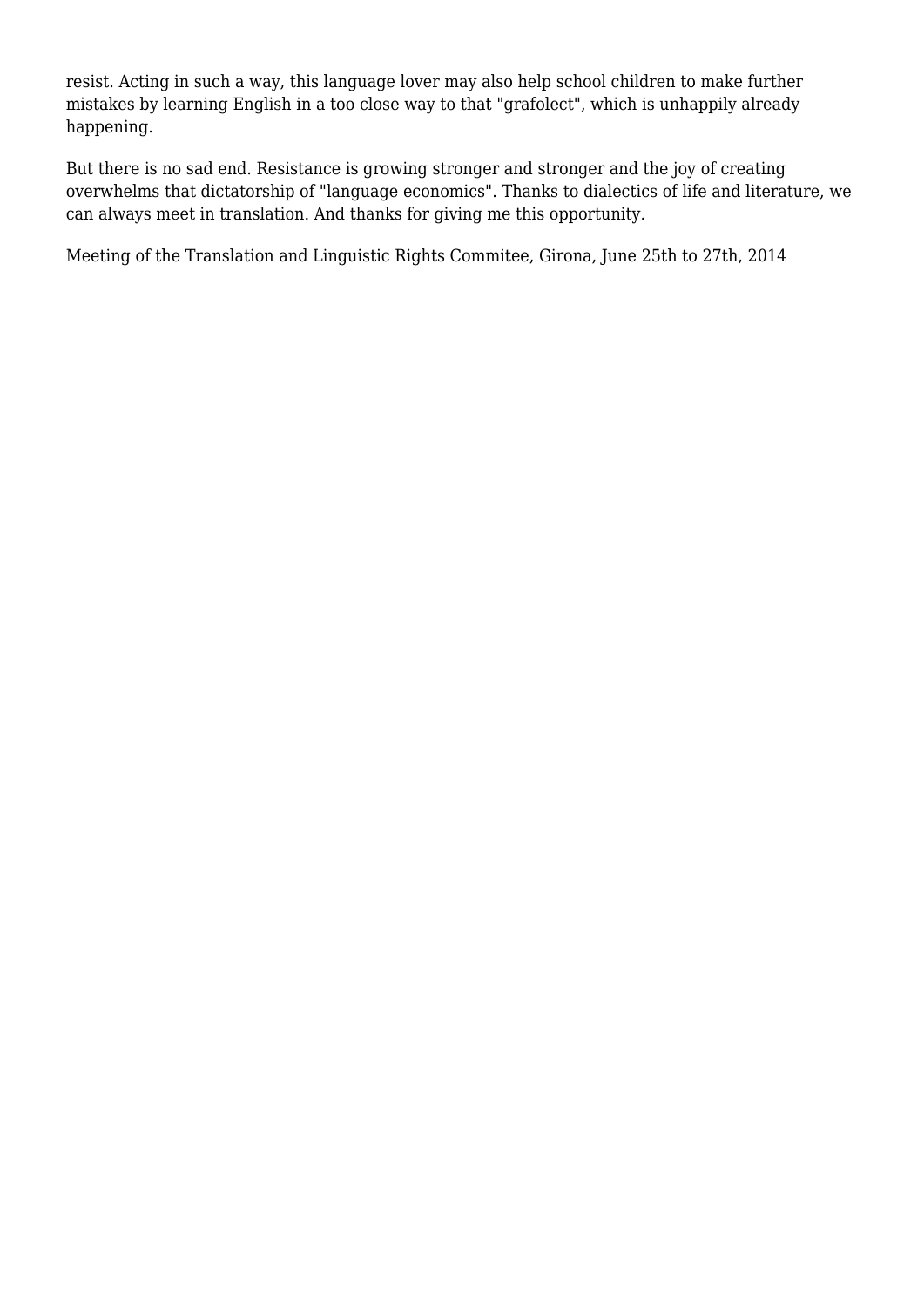resist. Acting in such a way, this language lover may also help school children to make further mistakes by learning English in a too close way to that "grafolect", which is unhappily already happening.

But there is no sad end. Resistance is growing stronger and stronger and the joy of creating overwhelms that dictatorship of "language economics". Thanks to dialectics of life and literature, we can always meet in translation. And thanks for giving me this opportunity.

Meeting of the Translation and Linguistic Rights Commitee, Girona, June 25th to 27th, 2014